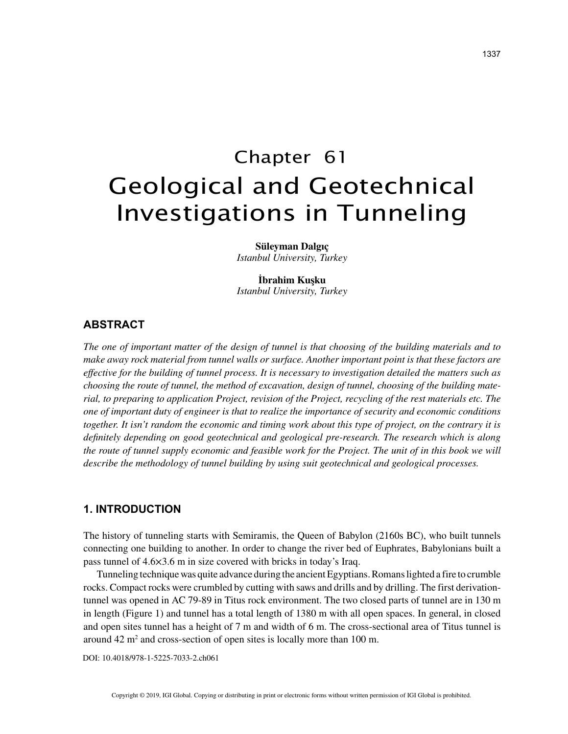# Chapter 61
# Geological and Geotechnical Investigations in Tunneling

**Süleyman Dalgıç**
*Istanbul University, Turkey*

**İbrahim Kuşku**
*Istanbul University, Turkey*

## ABSTRACT

*The one of important matter of the design of tunnel is that choosing of the building materials and to make away rock material from tunnel walls or surface. Another important point is that these factors are effective for the building of tunnel process. It is necessary to investigation detailed the matters such as choosing the route of tunnel, the method of excavation, design of tunnel, choosing of the building material, to preparing to application Project, revision of the Project, recycling of the rest materials etc. The one of important duty of engineer is that to realize the importance of security and economic conditions together. It isn't random the economic and timing work about this type of project, on the contrary it is definitely depending on good geotechnical and geological pre-research. The research which is along the route of tunnel supply economic and feasible work for the Project. The unit of in this book we will describe the methodology of tunnel building by using suit geotechnical and geological processes.*

## 1. INTRODUCTION

The history of tunneling starts with Semiramis, the Queen of Babylon (2160s BC), who built tunnels connecting one building to another. In order to change the river bed of Euphrates, Babylonians built a pass tunnel of 4.6×3.6 m in size covered with bricks in today's Iraq.

Tunneling technique was quite advance during the ancient Egyptians. Romans lighted a fire to crumble rocks. Compact rocks were crumbled by cutting with saws and drills and by drilling. The first derivation-tunnel was opened in AC 79-89 in Titus rock environment. The two closed parts of tunnel are in 130 m in length (Figure 1) and tunnel has a total length of 1380 m with all open spaces. In general, in closed and open sites tunnel has a height of 7 m and width of 6 m. The cross-sectional area of Titus tunnel is around 42 $m^2$ and cross-section of open sites is locally more than 100 m.

DOI: 10.4018/978-1-5225-7033-2.ch061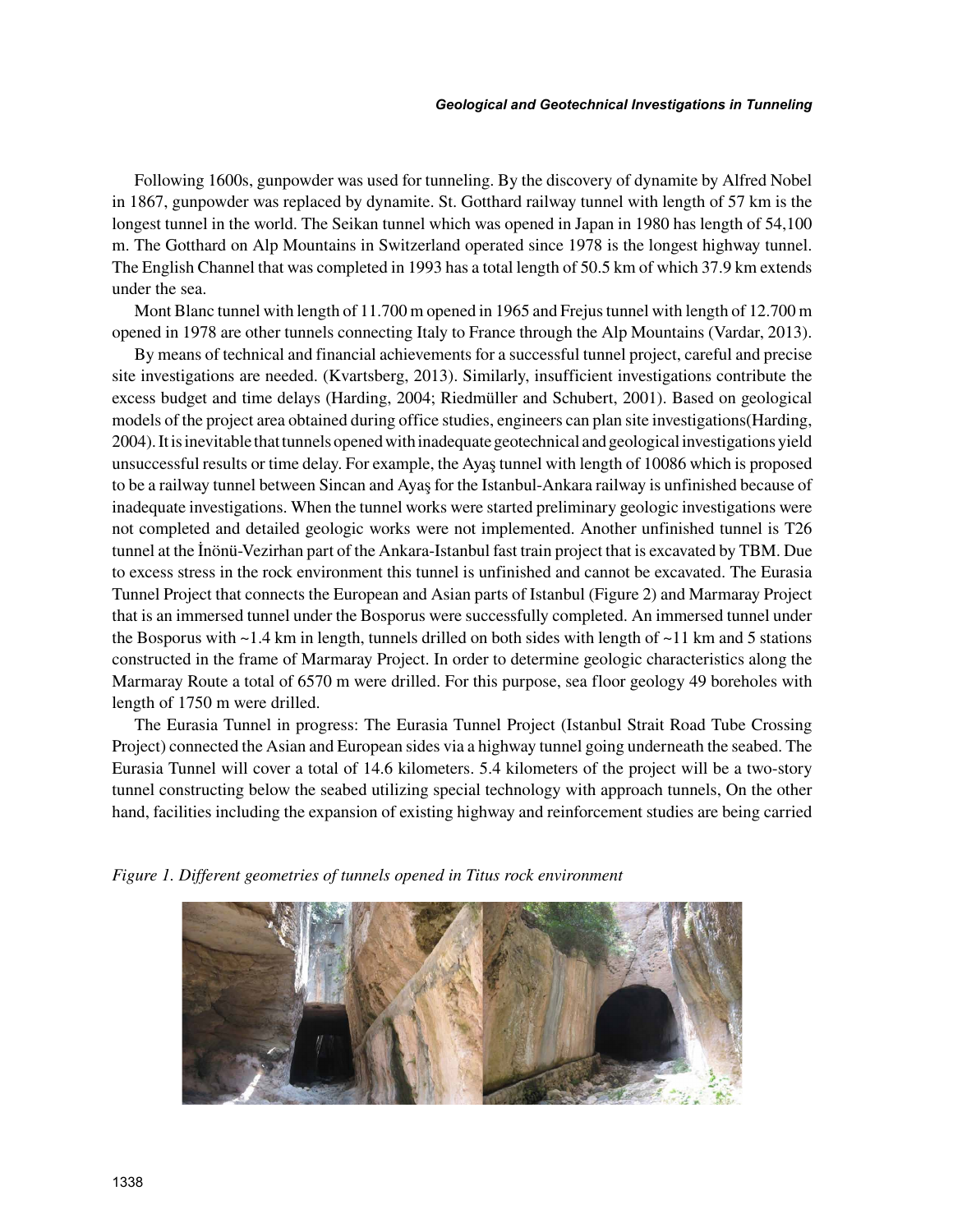Following 1600s, gunpowder was used for tunneling. By the discovery of dynamite by Alfred Nobel in 1867, gunpowder was replaced by dynamite. St. Gotthard railway tunnel with length of 57 km is the longest tunnel in the world. The Seikan tunnel which was opened in Japan in 1980 has length of 54,100 m. The Gotthard on Alp Mountains in Switzerland operated since 1978 is the longest highway tunnel. The English Channel that was completed in 1993 has a total length of 50.5 km of which 37.9 km extends under the sea.

Mont Blanc tunnel with length of 11.700 m opened in 1965 and Frejus tunnel with length of 12.700 m opened in 1978 are other tunnels connecting Italy to France through the Alp Mountains (Vardar, 2013).

By means of technical and financial achievements for a successful tunnel project, careful and precise site investigations are needed. (Kvartsberg, 2013). Similarly, insufficient investigations contribute the excess budget and time delays (Harding, 2004; Riedmüller and Schubert, 2001). Based on geological models of the project area obtained during office studies, engineers can plan site investigations(Harding, 2004). It is inevitable that tunnels opened with inadequate geotechnical and geological investigations yield unsuccessful results or time delay. For example, the Ayaş tunnel with length of 10086 which is proposed to be a railway tunnel between Sincan and Ayaş for the Istanbul-Ankara railway is unfinished because of inadequate investigations. When the tunnel works were started preliminary geologic investigations were not completed and detailed geologic works were not implemented. Another unfinished tunnel is T26 tunnel at the İnönü-Vezirhan part of the Ankara-Istanbul fast train project that is excavated by TBM. Due to excess stress in the rock environment this tunnel is unfinished and cannot be excavated. The Eurasia Tunnel Project that connects the European and Asian parts of Istanbul (Figure 2) and Marmaray Project that is an immersed tunnel under the Bosporus were successfully completed. An immersed tunnel under the Bosporus with ~1.4 km in length, tunnels drilled on both sides with length of ~11 km and 5 stations constructed in the frame of Marmaray Project. In order to determine geologic characteristics along the Marmaray Route a total of 6570 m were drilled. For this purpose, sea floor geology 49 boreholes with length of 1750 m were drilled.

The Eurasia Tunnel in progress: The Eurasia Tunnel Project (Istanbul Strait Road Tube Crossing Project) connected the Asian and European sides via a highway tunnel going underneath the seabed. The Eurasia Tunnel will cover a total of 14.6 kilometers. 5.4 kilometers of the project will be a two-story tunnel constructing below the seabed utilizing special technology with approach tunnels, On the other hand, facilities including the expansion of existing highway and reinforcement studies are being carried

*Figure 1. Different geometries of tunnels opened in Titus rock environment*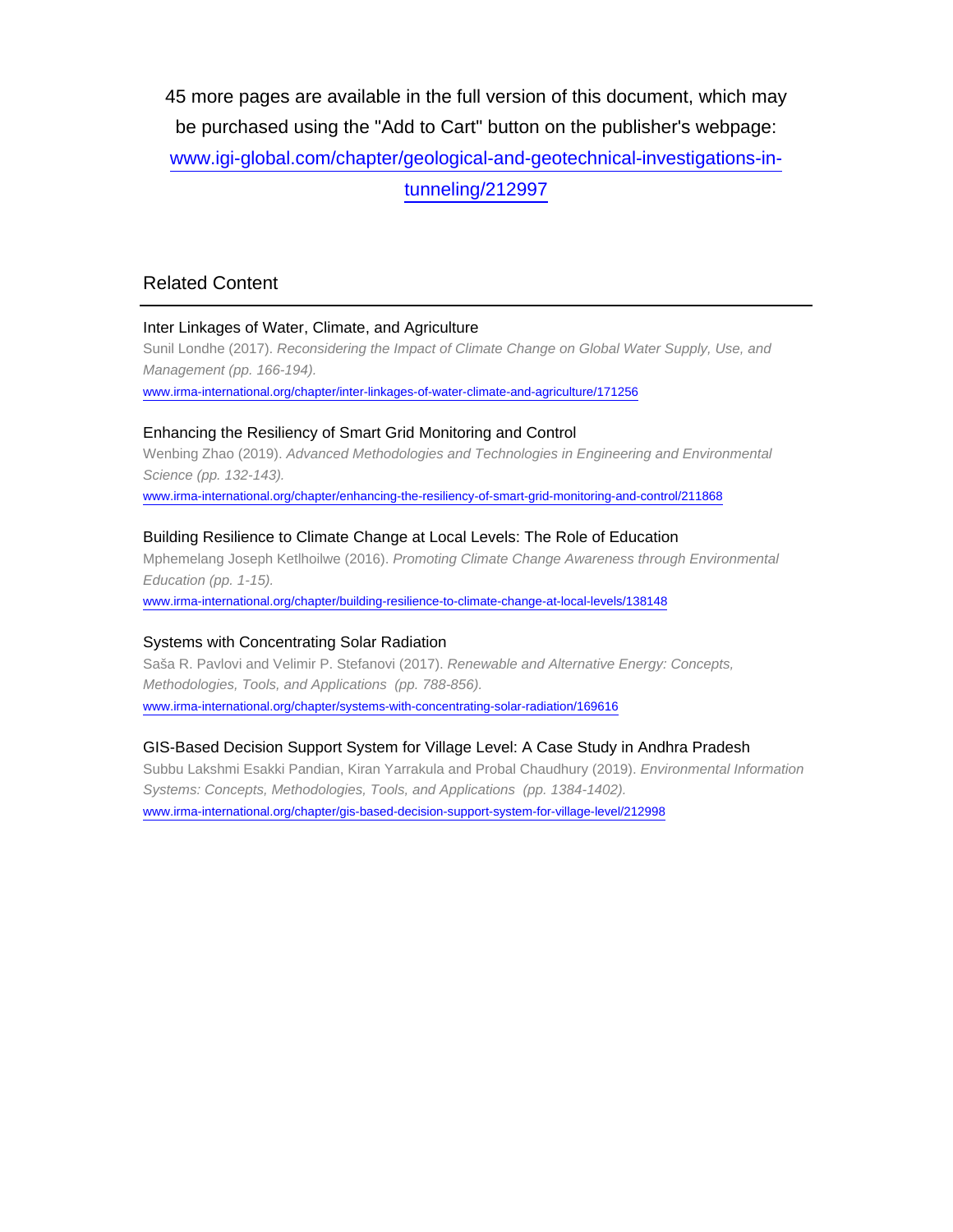45 more pages are available in the full version of this document, which may be purchased using the "Add to Cart" button on the publisher's webpage: www.igi-global.com/chapter/geological-and-geotechnical-investigations-in-tunneling/212997

## Related Content

Inter Linkages of Water, Climate, and Agriculture
Sunil Londhe (2017). *Reconsidering the Impact of Climate Change on Global Water Supply, Use, and Management (pp. 166-194).*
www.irma-international.org/chapter/inter-linkages-of-water-climate-and-agriculture/171256

Enhancing the Resiliency of Smart Grid Monitoring and Control
Wenbing Zhao (2019). *Advanced Methodologies and Technologies in Engineering and Environmental Science (pp. 132-143).*
www.irma-international.org/chapter/enhancing-the-resiliency-of-smart-grid-monitoring-and-control/211868

Building Resilience to Climate Change at Local Levels: The Role of Education
Mphemelang Joseph Ketlhoilwe (2016). *Promoting Climate Change Awareness through Environmental Education (pp. 1-15).*
www.irma-international.org/chapter/building-resilience-to-climate-change-at-local-levels/138148

Systems with Concentrating Solar Radiation
Saša R. Pavlovi and Velimir P. Stefanovi (2017). *Renewable and Alternative Energy: Concepts, Methodologies, Tools, and Applications (pp. 788-856).*
www.irma-international.org/chapter/systems-with-concentrating-solar-radiation/169616

GIS-Based Decision Support System for Village Level: A Case Study in Andhra Pradesh
Subbu Lakshmi Esakki Pandian, Kiran Yarrakula and Probal Chaudhury (2019). *Environmental Information Systems: Concepts, Methodologies, Tools, and Applications (pp. 1384-1402).*
www.irma-international.org/chapter/gis-based-decision-support-system-for-village-level/212998